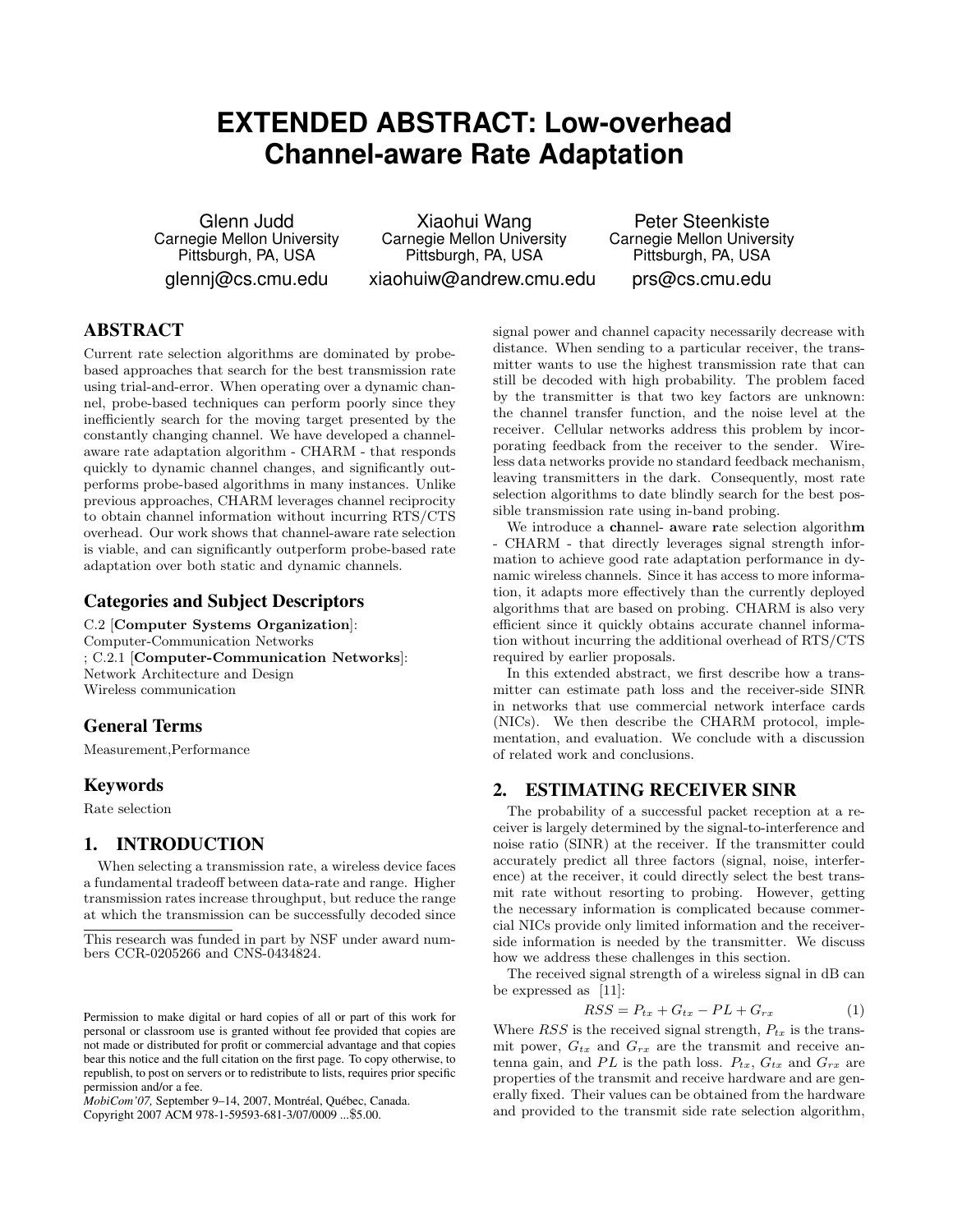# EXTENDED ABSTRACT: Low-overhead Channel-aware Rate Adaptation

Glenn Judd
Carnegie Mellon University
Pittsburgh, PA, USA
glennj@cs.cmu.edu

Xiaohui Wang
Carnegie Mellon University
Pittsburgh, PA, USA
xiaohuiw@andrew.cmu.edu

Peter Steenkiste
Carnegie Mellon University
Pittsburgh, PA, USA
prs@cs.cmu.edu

## ABSTRACT

Current rate selection algorithms are dominated by probe-based approaches that search for the best transmission rate using trial-and-error. When operating over a dynamic channel, probe-based techniques can perform poorly since they inefficiently search for the moving target presented by the constantly changing channel. We have developed a channel-aware rate adaptation algorithm - CHARM - that responds quickly to dynamic channel changes, and significantly outperforms probe-based algorithms in many instances. Unlike previous approaches, CHARM leverages channel reciprocity to obtain channel information without incurring RTS/CTS overhead. Our work shows that channel-aware rate selection is viable, and can significantly outperform probe-based rate adaptation over both static and dynamic channels.

## Categories and Subject Descriptors

C.2 [**Computer Systems Organization**]:
Computer-Communication Networks
; C.2.1 [**Computer-Communication Networks**]:
Network Architecture and Design
Wireless communication

## General Terms

Measurement,Performance

## Keywords

Rate selection

## 1. INTRODUCTION

When selecting a transmission rate, a wireless device faces a fundamental tradeoff between data-rate and range. Higher transmission rates increase throughput, but reduce the range at which the transmission can be successfully decoded since signal power and channel capacity necessarily decrease with distance. When sending to a particular receiver, the transmitter wants to use the highest transmission rate that can still be decoded with high probability. The problem faced by the transmitter is that two key factors are unknown: the channel transfer function, and the noise level at the receiver. Cellular networks address this problem by incorporating feedback from the receiver to the sender. Wireless data networks provide no standard feedback mechanism, leaving transmitters in the dark. Consequently, most rate selection algorithms to date blindly search for the best possible transmission rate using in-band probing.

We introduce a **ch**annel- **a**ware **r**ate selection algorith**m** - CHARM - that directly leverages signal strength information to achieve good rate adaptation performance in dynamic wireless channels. Since it has access to more information, it adapts more effectively than the currently deployed algorithms that are based on probing. CHARM is also very efficient since it quickly obtains accurate channel information without incurring the additional overhead of RTS/CTS required by earlier proposals.

In this extended abstract, we first describe how a transmitter can estimate path loss and the receiver-side SINR in networks that use commercial network interface cards (NICs). We then describe the CHARM protocol, implementation, and evaluation. We conclude with a discussion of related work and conclusions.

## 2. ESTIMATING RECEIVER SINR

The probability of a successful packet reception at a receiver is largely determined by the signal-to-interference and noise ratio (SINR) at the receiver. If the transmitter could accurately predict all three factors (signal, noise, interference) at the receiver, it could directly select the best transmit rate without resorting to probing. However, getting the necessary information is complicated because commercial NICs provide only limited information and the receiver-side information is needed by the transmitter. We discuss how we address these challenges in this section.

The received signal strength of a wireless signal in dB can be expressed as [11]:

$$RSS = P_{tx} + G_{tx} - PL + G_{rx} \tag{1}$$

Where $RSS$ is the received signal strength, $P_{tx}$ is the transmit power, $G_{tx}$ and $G_{rx}$ are the transmit and receive antenna gain, and $PL$ is the path loss. $P_{tx}$, $G_{tx}$ and $G_{rx}$ are properties of the transmit and receive hardware and are generally fixed. Their values can be obtained from the hardware and provided to the transmit side rate selection algorithm,

This research was funded in part by NSF under award numbers CCR-0205266 and CNS-0434824.

Permission to make digital or hard copies of all or part of this work for personal or classroom use is granted without fee provided that copies are not made or distributed for profit or commercial advantage and that copies bear this notice and the full citation on the first page. To copy otherwise, to republish, to post on servers or to redistribute to lists, requires prior specific permission and/or a fee.
*MobiCom'07,* September 9–14, 2007, Montréal, Québec, Canada.
Copyright 2007 ACM 978-1-59593-681-3/07/0009 ...$5.00.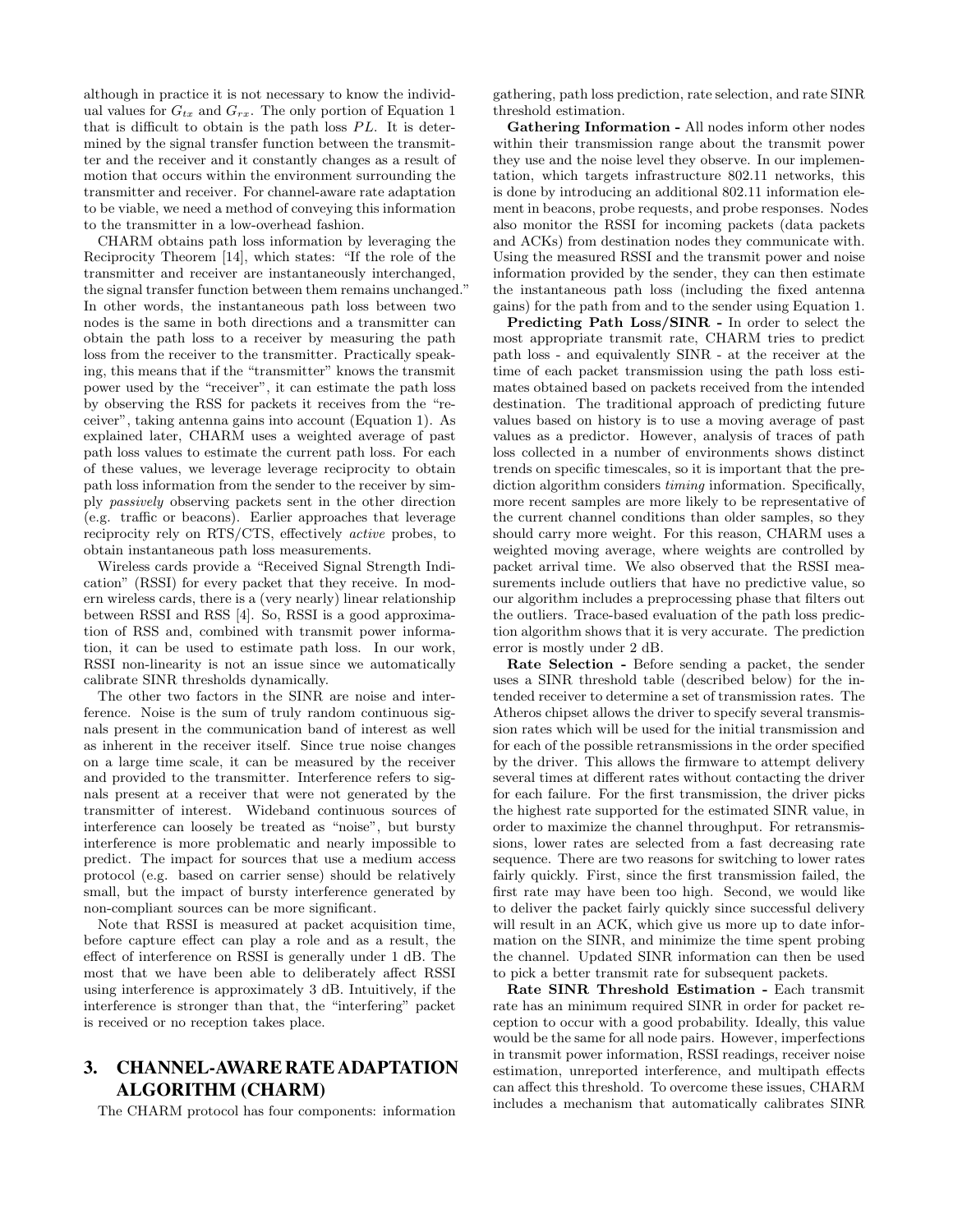although in practice it is not necessary to know the individual values for $G_{tx}$ and $G_{rx}$. The only portion of Equation 1 that is difficult to obtain is the path loss $PL$. It is determined by the signal transfer function between the transmitter and the receiver and it constantly changes as a result of motion that occurs within the environment surrounding the transmitter and receiver. For channel-aware rate adaptation to be viable, we need a method of conveying this information to the transmitter in a low-overhead fashion.

CHARM obtains path loss information by leveraging the Reciprocity Theorem [14], which states: "If the role of the transmitter and receiver are instantaneously interchanged, the signal transfer function between them remains unchanged." In other words, the instantaneous path loss between two nodes is the same in both directions and a transmitter can obtain the path loss to a receiver by measuring the path loss from the receiver to the transmitter. Practically speaking, this means that if the "transmitter" knows the transmit power used by the "receiver", it can estimate the path loss by observing the RSS for packets it receives from the "receiver", taking antenna gains into account (Equation 1). As explained later, CHARM uses a weighted average of past path loss values to estimate the current path loss. For each of these values, we leverage leverage reciprocity to obtain path loss information from the sender to the receiver by simply *passively* observing packets sent in the other direction (e.g. traffic or beacons). Earlier approaches that leverage reciprocity rely on RTS/CTS, effectively *active* probes, to obtain instantaneous path loss measurements.

Wireless cards provide a "Received Signal Strength Indication" (RSSI) for every packet that they receive. In modern wireless cards, there is a (very nearly) linear relationship between RSSI and RSS [4]. So, RSSI is a good approximation of RSS and, combined with transmit power information, it can be used to estimate path loss. In our work, RSSI non-linearity is not an issue since we automatically calibrate SINR thresholds dynamically.

The other two factors in the SINR are noise and interference. Noise is the sum of truly random continuous signals present in the communication band of interest as well as inherent in the receiver itself. Since true noise changes on a large time scale, it can be measured by the receiver and provided to the transmitter. Interference refers to signals present at a receiver that were not generated by the transmitter of interest. Wideband continuous sources of interference can loosely be treated as "noise", but bursty interference is more problematic and nearly impossible to predict. The impact for sources that use a medium access protocol (e.g. based on carrier sense) should be relatively small, but the impact of bursty interference generated by non-compliant sources can be more significant.

Note that RSSI is measured at packet acquisition time, before capture effect can play a role and as a result, the effect of interference on RSSI is generally under 1 dB. The most that we have been able to deliberately affect RSSI using interference is approximately 3 dB. Intuitively, if the interference is stronger than that, the "interfering" packet is received or no reception takes place.

## 3. CHANNEL-AWARE RATE ADAPTATION ALGORITHM (CHARM)

The CHARM protocol has four components: information gathering, path loss prediction, rate selection, and rate SINR threshold estimation.

**Gathering Information -** All nodes inform other nodes within their transmission range about the transmit power they use and the noise level they observe. In our implementation, which targets infrastructure 802.11 networks, this is done by introducing an additional 802.11 information element in beacons, probe requests, and probe responses. Nodes also monitor the RSSI for incoming packets (data packets and ACKs) from destination nodes they communicate with. Using the measured RSSI and the transmit power and noise information provided by the sender, they can then estimate the instantaneous path loss (including the fixed antenna gains) for the path from and to the sender using Equation 1.

**Predicting Path Loss/SINR -** In order to select the most appropriate transmit rate, CHARM tries to predict path loss - and equivalently SINR - at the receiver at the time of each packet transmission using the path loss estimates obtained based on packets received from the intended destination. The traditional approach of predicting future values based on history is to use a moving average of past values as a predictor. However, analysis of traces of path loss collected in a number of environments shows distinct trends on specific timescales, so it is important that the prediction algorithm considers *timing* information. Specifically, more recent samples are more likely to be representative of the current channel conditions than older samples, so they should carry more weight. For this reason, CHARM uses a weighted moving average, where weights are controlled by packet arrival time. We also observed that the RSSI measurements include outliers that have no predictive value, so our algorithm includes a preprocessing phase that filters out the outliers. Trace-based evaluation of the path loss prediction algorithm shows that it is very accurate. The prediction error is mostly under 2 dB.

**Rate Selection -** Before sending a packet, the sender uses a SINR threshold table (described below) for the intended receiver to determine a set of transmission rates. The Atheros chipset allows the driver to specify several transmission rates which will be used for the initial transmission and for each of the possible retransmissions in the order specified by the driver. This allows the firmware to attempt delivery several times at different rates without contacting the driver for each failure. For the first transmission, the driver picks the highest rate supported for the estimated SINR value, in order to maximize the channel throughput. For retransmissions, lower rates are selected from a fast decreasing rate sequence. There are two reasons for switching to lower rates fairly quickly. First, since the first transmission failed, the first rate may have been too high. Second, we would like to deliver the packet fairly quickly since successful delivery will result in an ACK, which give us more up to date information on the SINR, and minimize the time spent probing the channel. Updated SINR information can then be used to pick a better transmit rate for subsequent packets.

**Rate SINR Threshold Estimation -** Each transmit rate has an minimum required SINR in order for packet reception to occur with a good probability. Ideally, this value would be the same for all node pairs. However, imperfections in transmit power information, RSSI readings, receiver noise estimation, unreported interference, and multipath effects can affect this threshold. To overcome these issues, CHARM includes a mechanism that automatically calibrates SINR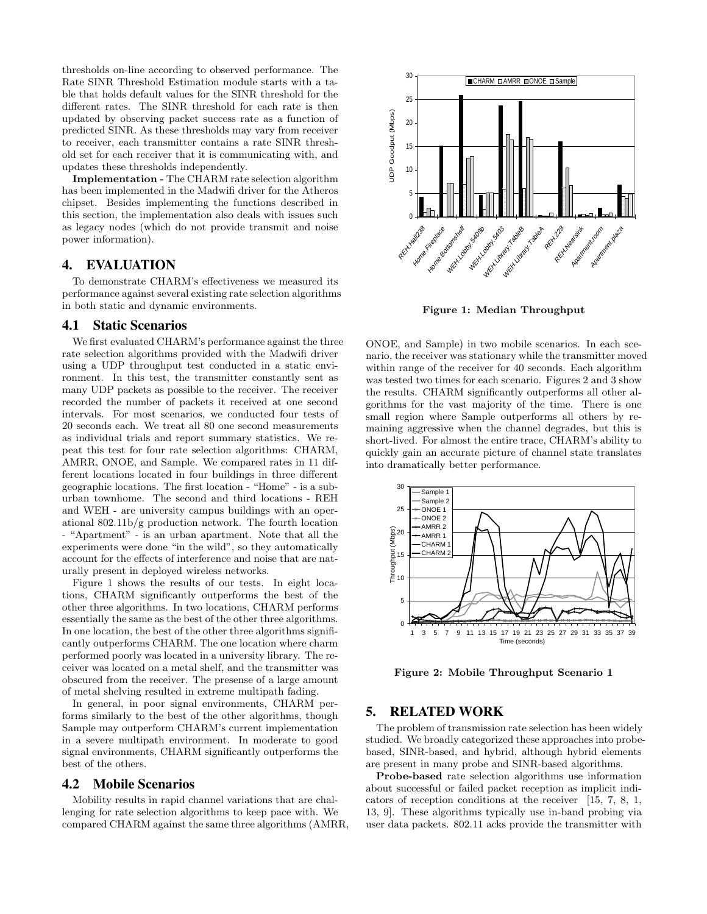thresholds on-line according to observed performance. The Rate SINR Threshold Estimation module starts with a table that holds default values for the SINR threshold for the different rates. The SINR threshold for each rate is then updated by observing packet success rate as a function of predicted SINR. As these thresholds may vary from receiver to receiver, each transmitter contains a rate SINR threshold set for each receiver that it is communicating with, and updates these thresholds independently.

**Implementation -** The CHARM rate selection algorithm has been implemented in the Madwifi driver for the Atheros chipset. Besides implementing the functions described in this section, the implementation also deals with issues such as legacy nodes (which do not provide transmit and noise power information).

## 4. EVALUATION

To demonstrate CHARM's effectiveness we measured its performance against several existing rate selection algorithms in both static and dynamic environments.

### 4.1 Static Scenarios

We first evaluated CHARM's performance against the three rate selection algorithms provided with the Madwifi driver using a UDP throughput test conducted in a static environment. In this test, the transmitter constantly sent as many UDP packets as possible to the receiver. The receiver recorded the number of packets it received at one second intervals. For most scenarios, we conducted four tests of 20 seconds each. We treat all 80 one second measurements as individual trials and report summary statistics. We repeat this test for four rate selection algorithms: CHARM, AMRR, ONOE, and Sample. We compared rates in 11 different locations located in four buildings in three different geographic locations. The first location - "Home" - is a suburban townhome. The second and third locations - REH and WEH - are university campus buildings with an operational 802.11b/g production network. The fourth location - "Apartment" - is an urban apartment. Note that all the experiments were done "in the wild", so they automatically account for the effects of interference and noise that are naturally present in deployed wireless networks.

Figure 1 shows the results of our tests. In eight locations, CHARM significantly outperforms the best of the other three algorithms. In two locations, CHARM performs essentially the same as the best of the other three algorithms. In one location, the best of the other three algorithms significantly outperforms CHARM. The one location where charm performed poorly was located in a university library. The receiver was located on a metal shelf, and the transmitter was obscured from the receiver. The presense of a large amount of metal shelving resulted in extreme multipath fading.

In general, in poor signal environments, CHARM performs similarly to the best of the other algorithms, though Sample may outperform CHARM's current implementation in a severe multipath environment. In moderate to good signal environments, CHARM significantly outperforms the best of the others.

### 4.2 Mobile Scenarios

Mobility results in rapid channel variations that are challenging for rate selection algorithms to keep pace with. We compared CHARM against the same three algorithms (AMRR, ONOE, and Sample) in two mobile scenarios. In each scenario, the receiver was stationary while the transmitter moved within range of the receiver for 40 seconds. Each algorithm was tested two times for each scenario. Figures 2 and 3 show the results. CHARM significantly outperforms all other algorithms for the vast majority of the time. There is one small region where Sample outperforms all others by remaining aggressive when the channel degrades, but this is short-lived. For almost the entire trace, CHARM's ability to quickly gain an accurate picture of channel state translates into dramatically better performance.

CHARM AMRR ONOE Sample

UDP Goodput (Mbps)

0 5 10 15 20 25 30

REH.Hall238
Home.Fireplace
Home.Bottomshelf
WEH.Lobby.5409b
WEH.Lobby.5403
WEH.Library.TableB
WEH.Library.TableA
REH.228
REH.Nearsink
Apartment.room
Apartment.plaza

**Figure 1: Median Throughput**

Sample 1
Sample 2
ONOE 1
ONOE 2
AMRR 2
AMRR 1
CHARM 1
CHARM 2

Throughput (Mbps)

0 5 10 15 20 25 30

1 3 5 7 9 11 13 15 17 19 21 23 25 27 29 31 33 35 37 39

Time (seconds)

**Figure 2: Mobile Throughput Scenario 1**

## 5. RELATED WORK

The problem of transmission rate selection has been widely studied. We broadly categorized these approaches into probe-based, SINR-based, and hybrid, although hybrid elements are present in many probe and SINR-based algorithms.

**Probe-based** rate selection algorithms use information about successful or failed packet reception as implicit indicators of reception conditions at the receiver [15, 7, 8, 1, 13, 9]. These algorithms typically use in-band probing via user data packets. 802.11 acks provide the transmitter with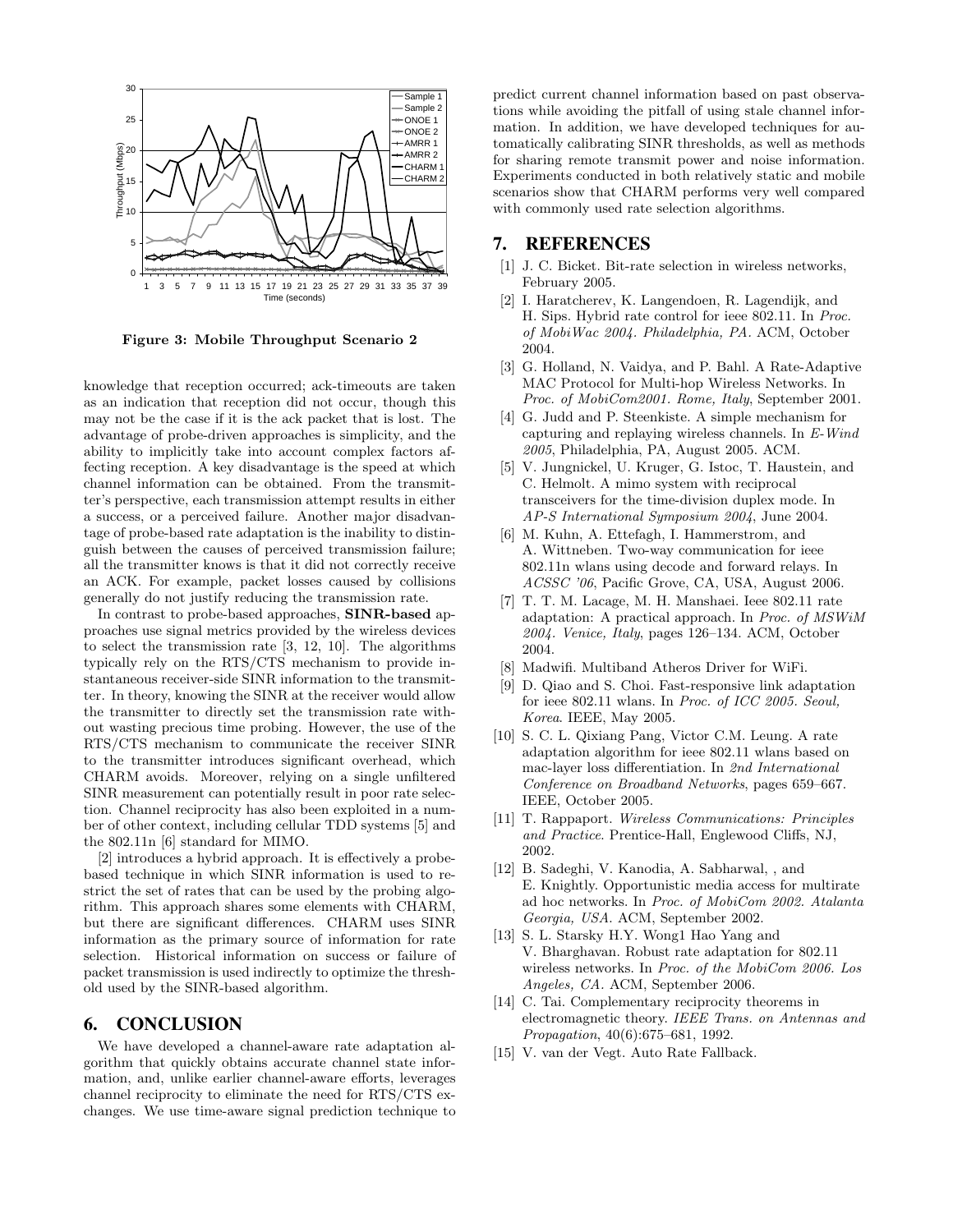30
25
20
15
10
5
0
Throughput (Mbps)
1 3 5 7 9 11 13 15 17 19 21 23 25 27 29 31 33 35 37 39
Time (seconds)
Sample 1
Sample 2
ONOE 1
ONOE 2
AMRR 1
AMRR 2
CHARM 1
CHARM 2

**Figure 3: Mobile Throughput Scenario 2**

knowledge that reception occurred; ack-timeouts are taken as an indication that reception did not occur, though this may not be the case if it is the ack packet that is lost. The advantage of probe-driven approaches is simplicity, and the ability to implicitly take into account complex factors affecting reception. A key disadvantage is the speed at which channel information can be obtained. From the transmitter's perspective, each transmission attempt results in either a success, or a perceived failure. Another major disadvantage of probe-based rate adaptation is the inability to distinguish between the causes of perceived transmission failure; all the transmitter knows is that it did not correctly receive an ACK. For example, packet losses caused by collisions generally do not justify reducing the transmission rate.

In contrast to probe-based approaches, **SINR-based** approaches use signal metrics provided by the wireless devices to select the transmission rate [3, 12, 10]. The algorithms typically rely on the RTS/CTS mechanism to provide instantaneous receiver-side SINR information to the transmitter. In theory, knowing the SINR at the receiver would allow the transmitter to directly set the transmission rate without wasting precious time probing. However, the use of the RTS/CTS mechanism to communicate the receiver SINR to the transmitter introduces significant overhead, which CHARM avoids. Moreover, relying on a single unfiltered SINR measurement can potentially result in poor rate selection. Channel reciprocity has also been exploited in a number of other context, including cellular TDD systems [5] and the 802.11n [6] standard for MIMO.

[2] introduces a hybrid approach. It is effectively a probe-based technique in which SINR information is used to restrict the set of rates that can be used by the probing algorithm. This approach shares some elements with CHARM, but there are significant differences. CHARM uses SINR information as the primary source of information for rate selection. Historical information on success or failure of packet transmission is used indirectly to optimize the threshold used by the SINR-based algorithm.

## 6. CONCLUSION

We have developed a channel-aware rate adaptation algorithm that quickly obtains accurate channel state information, and, unlike earlier channel-aware efforts, leverages channel reciprocity to eliminate the need for RTS/CTS exchanges. We use time-aware signal prediction technique to predict current channel information based on past observations while avoiding the pitfall of using stale channel information. In addition, we have developed techniques for automatically calibrating SINR thresholds, as well as methods for sharing remote transmit power and noise information. Experiments conducted in both relatively static and mobile scenarios show that CHARM performs very well compared with commonly used rate selection algorithms.

## 7. REFERENCES

[1] J. C. Bicket. Bit-rate selection in wireless networks, February 2005.

[2] I. Haratcherev, K. Langendoen, R. Lagendijk, and H. Sips. Hybrid rate control for ieee 802.11. In *Proc. of MobiWac 2004. Philadelphia, PA*. ACM, October 2004.

[3] G. Holland, N. Vaidya, and P. Bahl. A Rate-Adaptive MAC Protocol for Multi-hop Wireless Networks. In *Proc. of MobiCom2001. Rome, Italy*, September 2001.

[4] G. Judd and P. Steenkiste. A simple mechanism for capturing and replaying wireless channels. In *E-Wind 2005*, Philadelphia, PA, August 2005. ACM.

[5] V. Jungnickel, U. Kruger, G. Istoc, T. Haustein, and C. Helmolt. A mimo system with reciprocal transceivers for the time-division duplex mode. In *AP-S International Symposium 2004*, June 2004.

[6] M. Kuhn, A. Ettefagh, I. Hammerstrom, and A. Wittneben. Two-way communication for ieee 802.11n wlans using decode and forward relays. In *ACSSC '06*, Pacific Grove, CA, USA, August 2006.

[7] T. T. M. Lacage, M. H. Manshaei. Ieee 802.11 rate adaptation: A practical approach. In *Proc. of MSWiM 2004. Venice, Italy*, pages 126–134. ACM, October 2004.

[8] Madwifi. Multiband Atheros Driver for WiFi.

[9] D. Qiao and S. Choi. Fast-responsive link adaptation for ieee 802.11 wlans. In *Proc. of ICC 2005. Seoul, Korea*. IEEE, May 2005.

[10] S. C. L. Qixiang Pang, Victor C.M. Leung. A rate adaptation algorithm for ieee 802.11 wlans based on mac-layer loss differentiation. In *2nd International Conference on Broadband Networks*, pages 659–667. IEEE, October 2005.

[11] T. Rappaport. *Wireless Communications: Principles and Practice*. Prentice-Hall, Englewood Cliffs, NJ, 2002.

[12] B. Sadeghi, V. Kanodia, A. Sabharwal, , and E. Knightly. Opportunistic media access for multirate ad hoc networks. In *Proc. of MobiCom 2002. Atalanta Georgia, USA*. ACM, September 2002.

[13] S. L. Starsky H.Y. Wong1 Hao Yang and V. Bharghavan. Robust rate adaptation for 802.11 wireless networks. In *Proc. of the MobiCom 2006. Los Angeles, CA*. ACM, September 2006.

[14] C. Tai. Complementary reciprocity theorems in electromagnetic theory. *IEEE Trans. on Antennas and Propagation*, 40(6):675–681, 1992.

[15] V. van der Vegt. Auto Rate Fallback.